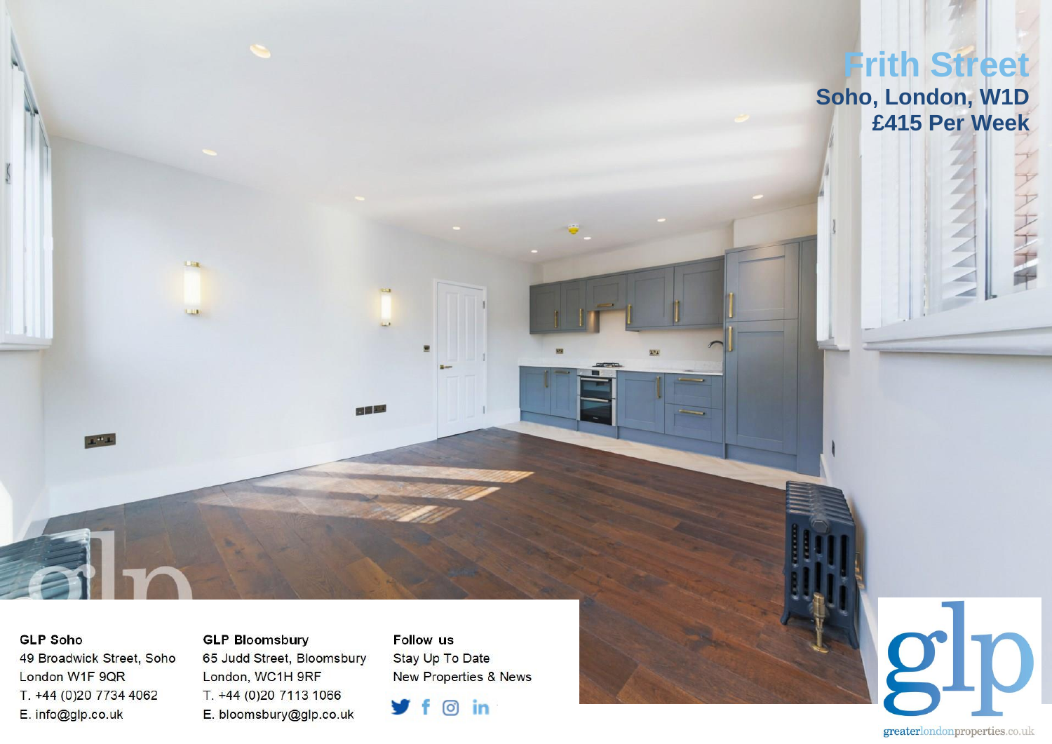# Frith Street

## Soho, London, W1D

## £415 Per Week

**GLP Soho**
49 Broadwick Street, Soho
London W1F 9QR
T. +44 (0)20 7734 4062
E. info@glp.co.uk

**GLP Bloomsbury**
65 Judd Street, Bloomsbury
London, WC1H 9RF
T. +44 (0)20 7113 1066
E. bloomsbury@glp.co.uk

**Follow us**
Stay Up To Date
New Properties & News

greaterlondonproperties.co.uk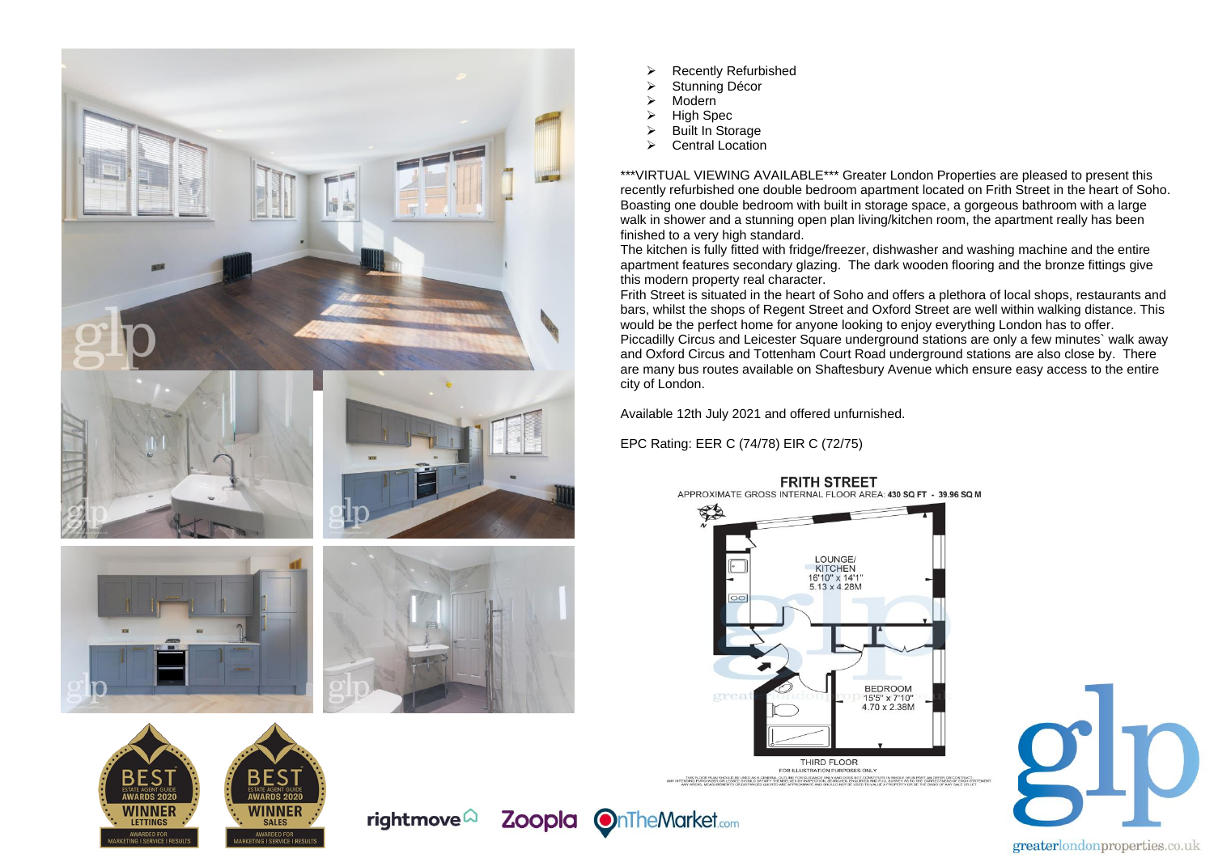- Recently Refurbished
- Stunning Décor
- Modern
- High Spec
- Built In Storage
- Central Location

***VIRTUAL VIEWING AVAILABLE*** Greater London Properties are pleased to present this recently refurbished one double bedroom apartment located on Frith Street in the heart of Soho. Boasting one double bedroom with built in storage space, a gorgeous bathroom with a large walk in shower and a stunning open plan living/kitchen room, the apartment really has been finished to a very high standard.

The kitchen is fully fitted with fridge/freezer, dishwasher and washing machine and the entire apartment features secondary glazing. The dark wooden flooring and the bronze fittings give this modern property real character.

Frith Street is situated in the heart of Soho and offers a plethora of local shops, restaurants and bars, whilst the shops of Regent Street and Oxford Street are well within walking distance. This would be the perfect home for anyone looking to enjoy everything London has to offer. Piccadilly Circus and Leicester Square underground stations are only a few minutes` walk away and Oxford Circus and Tottenham Court Road underground stations are also close by. There are many bus routes available on Shaftesbury Avenue which ensure easy access to the entire city of London.

Available 12th July 2021 and offered unfurnished.

EPC Rating: EER C (74/78) EIR C (72/75)

**FRITH STREET**

APPROXIMATE GROSS INTERNAL FLOOR AREA: **430 SQ FT - 39.96 SQ M**

LOUNGE/KITCHEN
16'10" x 14'1"
5.13 x 4.28M

BEDROOM
15'5" x 7'10"
4.70 x 2.38M

THIRD FLOOR
FOR ILLUSTRATION PURPOSES ONLY

BEST ESTATE AGENT GUIDE AWARDS 2020 WINNER LETTINGS — AWARDED FOR MARKETING | SERVICE | RESULTS

BEST ESTATE AGENT GUIDE AWARDS 2020 WINNER SALES — AWARDED FOR MARKETING | SERVICE | RESULTS

rightmove Zoopla OnTheMarket.com

glp

greaterlondonproperties.co.uk